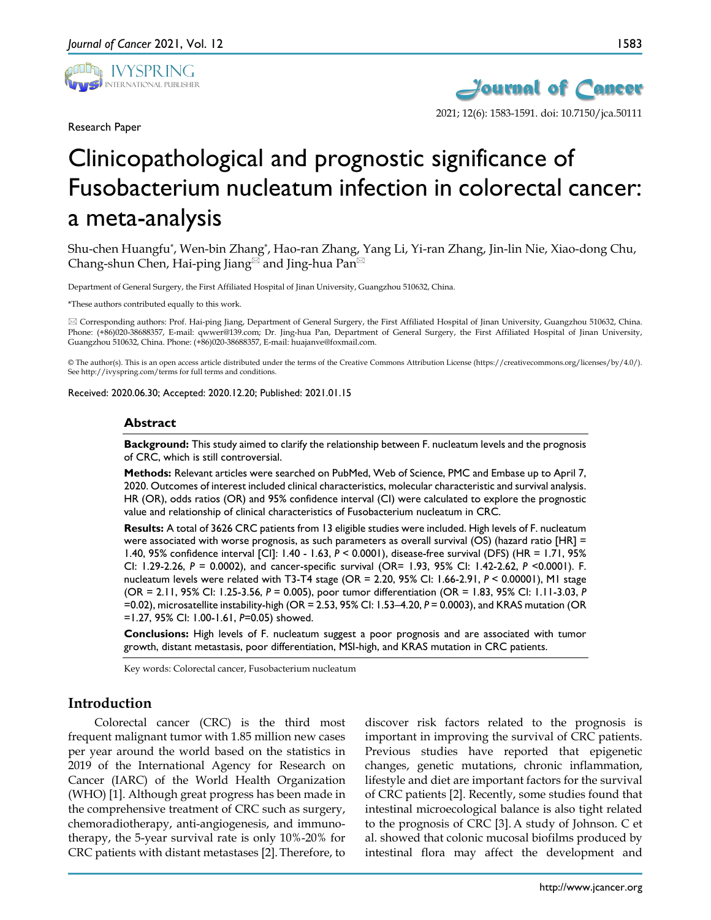Research Paper

# Clinicopathological and prognostic significance of Fusobacterium nucleatum infection in colorectal cancer: a meta-analysis

Shu-chen Huangfu*, Wen-bin Zhang*, Hao-ran Zhang, Yang Li, Yi-ran Zhang, Jin-lin Nie, Xiao-dong Chu, Chang-shun Chen, Hai-ping Jiang✉ and Jing-hua Pan✉

Department of General Surgery, the First Affiliated Hospital of Jinan University, Guangzhou 510632, China.

*These authors contributed equally to this work.

✉ Corresponding authors: Prof. Hai-ping Jiang, Department of General Surgery, the First Affiliated Hospital of Jinan University, Guangzhou 510632, China. Phone: (+86)020-38688357, E-mail: qwwer@139.com; Dr. Jing-hua Pan, Department of General Surgery, the First Affiliated Hospital of Jinan University, Guangzhou 510632, China. Phone: (+86)020-38688357, E-mail: huajanve@foxmail.com.

© The author(s). This is an open access article distributed under the terms of the Creative Commons Attribution License (https://creativecommons.org/licenses/by/4.0/). See http://ivyspring.com/terms for full terms and conditions.

Received: 2020.06.30; Accepted: 2020.12.20; Published: 2021.01.15

## Abstract

**Background:** This study aimed to clarify the relationship between F. nucleatum levels and the prognosis of CRC, which is still controversial.

**Methods:** Relevant articles were searched on PubMed, Web of Science, PMC and Embase up to April 7, 2020. Outcomes of interest included clinical characteristics, molecular characteristic and survival analysis. HR (OR), odds ratios (OR) and 95% confidence interval (CI) were calculated to explore the prognostic value and relationship of clinical characteristics of Fusobacterium nucleatum in CRC.

**Results:** A total of 3626 CRC patients from 13 eligible studies were included. High levels of F. nucleatum were associated with worse prognosis, as such parameters as overall survival (OS) (hazard ratio [HR] = 1.40, 95% confidence interval [CI]: 1.40 - 1.63, $P < 0.0001$), disease-free survival (DFS) (HR = 1.71, 95% CI: 1.29-2.26, $P = 0.0002$), and cancer-specific survival (OR= 1.93, 95% CI: 1.42-2.62, $P < 0.0001$). F. nucleatum levels were related with T3-T4 stage (OR = 2.20, 95% CI: 1.66-2.91, $P < 0.00001$), M1 stage (OR = 2.11, 95% CI: 1.25-3.56, $P = 0.005$), poor tumor differentiation (OR = 1.83, 95% CI: 1.11-3.03, $P = 0.02$), microsatellite instability-high (OR = 2.53, 95% CI: 1.53–4.20, $P = 0.0003$), and KRAS mutation (OR =1.27, 95% CI: 1.00-1.61, $P = 0.05$) showed.

**Conclusions:** High levels of F. nucleatum suggest a poor prognosis and are associated with tumor growth, distant metastasis, poor differentiation, MSI-high, and KRAS mutation in CRC patients.

Key words: Colorectal cancer, Fusobacterium nucleatum

## Introduction

Colorectal cancer (CRC) is the third most frequent malignant tumor with 1.85 million new cases per year around the world based on the statistics in 2019 of the International Agency for Research on Cancer (IARC) of the World Health Organization (WHO) [1]. Although great progress has been made in the comprehensive treatment of CRC such as surgery, chemoradiotherapy, anti-angiogenesis, and immunotherapy, the 5-year survival rate is only 10%-20% for CRC patients with distant metastases [2]. Therefore, to discover risk factors related to the prognosis is important in improving the survival of CRC patients. Previous studies have reported that epigenetic changes, genetic mutations, chronic inflammation, lifestyle and diet are important factors for the survival of CRC patients [2]. Recently, some studies found that intestinal microecological balance is also tight related to the prognosis of CRC [3]. A study of Johnson. C et al. showed that colonic mucosal biofilms produced by intestinal flora may affect the development and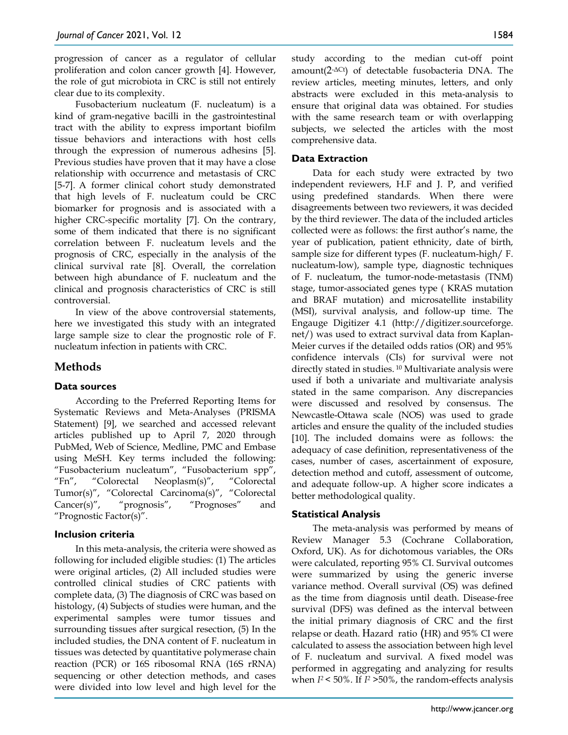progression of cancer as a regulator of cellular proliferation and colon cancer growth [4]. However, the role of gut microbiota in CRC is still not entirely clear due to its complexity.

Fusobacterium nucleatum (F. nucleatum) is a kind of gram-negative bacilli in the gastrointestinal tract with the ability to express important biofilm tissue behaviors and interactions with host cells through the expression of numerous adhesins [5]. Previous studies have proven that it may have a close relationship with occurrence and metastasis of CRC [5-7]. A former clinical cohort study demonstrated that high levels of F. nucleatum could be CRC biomarker for prognosis and is associated with a higher CRC-specific mortality [7]. On the contrary, some of them indicated that there is no significant correlation between F. nucleatum levels and the prognosis of CRC, especially in the analysis of the clinical survival rate [8]. Overall, the correlation between high abundance of F. nucleatum and the clinical and prognosis characteristics of CRC is still controversial.

In view of the above controversial statements, here we investigated this study with an integrated large sample size to clear the prognostic role of F. nucleatum infection in patients with CRC.

## Methods

### Data sources

According to the Preferred Reporting Items for Systematic Reviews and Meta-Analyses (PRISMA Statement) [9], we searched and accessed relevant articles published up to April 7, 2020 through PubMed, Web of Science, Medline, PMC and Embase using MeSH. Key terms included the following: "Fusobacterium nucleatum", "Fusobacterium spp", "Fn", "Colorectal Neoplasm(s)", "Colorectal Tumor(s)", "Colorectal Carcinoma(s)", "Colorectal Cancer(s)", "prognosis", "Prognoses" and "Prognostic Factor(s)".

### Inclusion criteria

In this meta-analysis, the criteria were showed as following for included eligible studies: (1) The articles were original articles, (2) All included studies were controlled clinical studies of CRC patients with complete data, (3) The diagnosis of CRC was based on histology, (4) Subjects of studies were human, and the experimental samples were tumor tissues and surrounding tissues after surgical resection, (5) In the included studies, the DNA content of F. nucleatum in tissues was detected by quantitative polymerase chain reaction (PCR) or 16S ribosomal RNA (16S rRNA) sequencing or other detection methods, and cases were divided into low level and high level for the study according to the median cut-off point amount($2^{-\Delta Ct}$) of detectable fusobacteria DNA. The review articles, meeting minutes, letters, and only abstracts were excluded in this meta-analysis to ensure that original data was obtained. For studies with the same research team or with overlapping subjects, we selected the articles with the most comprehensive data.

### Data Extraction

Data for each study were extracted by two independent reviewers, H.F and J. P, and verified using predefined standards. When there were disagreements between two reviewers, it was decided by the third reviewer. The data of the included articles collected were as follows: the first author's name, the year of publication, patient ethnicity, date of birth, sample size for different types (F. nucleatum-high/ F. nucleatum-low), sample type, diagnostic techniques of F. nucleatum, the tumor-node-metastasis (TNM) stage, tumor-associated genes type ( KRAS mutation and BRAF mutation) and microsatellite instability (MSI), survival analysis, and follow-up time. The Engauge Digitizer 4.1 (http://digitizer.sourceforge.net/) was used to extract survival data from Kaplan-Meier curves if the detailed odds ratios (OR) and 95% confidence intervals (CIs) for survival were not directly stated in studies. [10] Multivariate analysis were used if both a univariate and multivariate analysis stated in the same comparison. Any discrepancies were discussed and resolved by consensus. The Newcastle-Ottawa scale (NOS) was used to grade articles and ensure the quality of the included studies [10]. The included domains were as follows: the adequacy of case definition, representativeness of the cases, number of cases, ascertainment of exposure, detection method and cutoff, assessment of outcome, and adequate follow-up. A higher score indicates a better methodological quality.

### Statistical Analysis

The meta-analysis was performed by means of Review Manager 5.3 (Cochrane Collaboration, Oxford, UK). As for dichotomous variables, the ORs were calculated, reporting 95% CI. Survival outcomes were summarized by using the generic inverse variance method. Overall survival (OS) was defined as the time from diagnosis until death. Disease-free survival (DFS) was defined as the interval between the initial primary diagnosis of CRC and the first relapse or death. Hazard ratio (HR) and 95% CI were calculated to assess the association between high level of F. nucleatum and survival. A fixed model was performed in aggregating and analyzing for results when $I^2 < 50\%$. If $I^2 > 50\%$, the random-effects analysis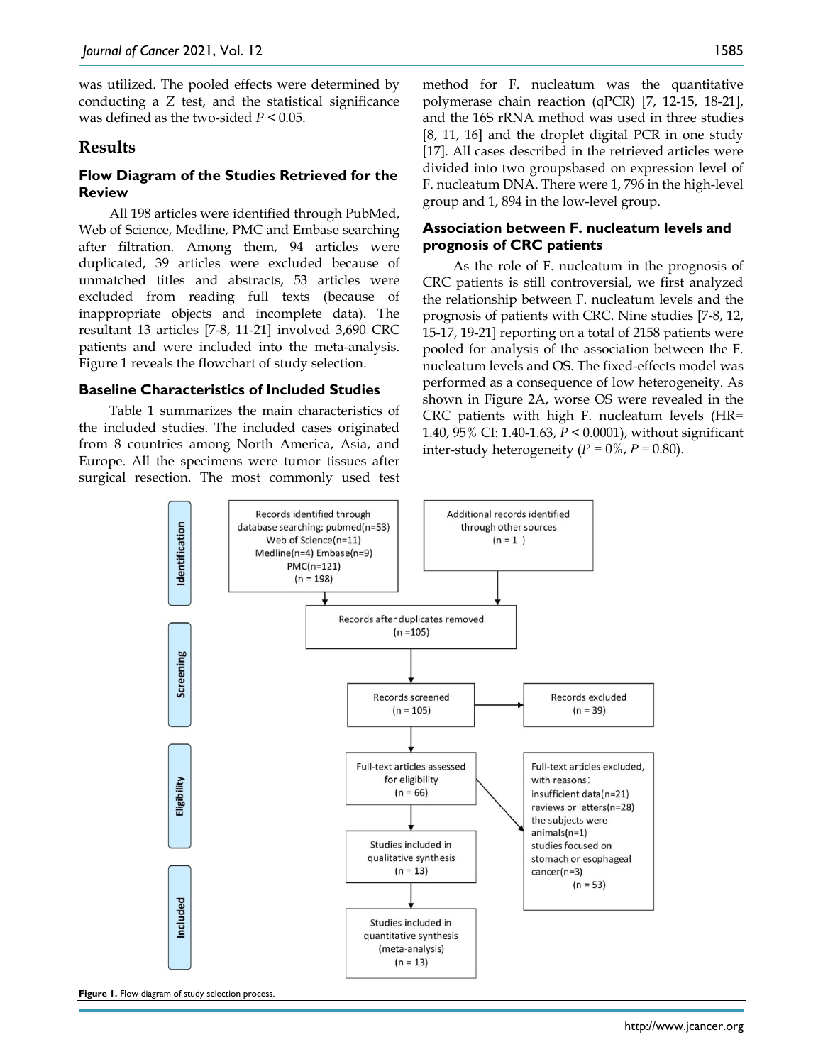was utilized. The pooled effects were determined by conducting a $Z$ test, and the statistical significance was defined as the two-sided $P < 0.05$.

## Results

### Flow Diagram of the Studies Retrieved for the Review

All 198 articles were identified through PubMed, Web of Science, Medline, PMC and Embase searching after filtration. Among them, 94 articles were duplicated, 39 articles were excluded because of unmatched titles and abstracts, 53 articles were excluded from reading full texts (because of inappropriate objects and incomplete data). The resultant 13 articles [7-8, 11-21] involved 3,690 CRC patients and were included into the meta-analysis. Figure 1 reveals the flowchart of study selection.

### Baseline Characteristics of Included Studies

Table 1 summarizes the main characteristics of the included studies. The included cases originated from 8 countries among North America, Asia, and Europe. All the specimens were tumor tissues after surgical resection. The most commonly used test method for F. nucleatum was the quantitative polymerase chain reaction (qPCR) [7, 12-15, 18-21], and the 16S rRNA method was used in three studies [8, 11, 16] and the droplet digital PCR in one study [17]. All cases described in the retrieved articles were divided into two groupsbased on expression level of F. nucleatum DNA. There were 1, 796 in the high-level group and 1, 894 in the low-level group.

### Association between F. nucleatum levels and prognosis of CRC patients

As the role of F. nucleatum in the prognosis of CRC patients is still controversial, we first analyzed the relationship between F. nucleatum levels and the prognosis of patients with CRC. Nine studies [7-8, 12, 15-17, 19-21] reporting on a total of 2158 patients were pooled for analysis of the association between the F. nucleatum levels and OS. The fixed-effects model was performed as a consequence of low heterogeneity. As shown in Figure 2A, worse OS were revealed in the CRC patients with high F. nucleatum levels (HR= 1.40, 95% CI: 1.40-1.63, $P < 0.0001$), without significant inter-study heterogeneity ($I^2 = 0\%$, $P = 0.80$).

Identification

Records identified through database searching: pubmed(n=53) Web of Science(n=11) Medline(n=4) Embase(n=9) PMC(n=121) (n = 198)

Additional records identified through other sources (n = 1 )

Records after duplicates removed (n =105)

Screening

Records screened (n = 105)

Records excluded (n = 39)

Eligibility

Full-text articles assessed for eligibility (n = 66)

Full-text articles excluded, with reasons: insufficient data(n=21) reviews or letters(n=28) the subjects were animals(n=1) studies focused on stomach or esophageal cancer(n=3) (n = 53)

Studies included in qualitative synthesis (n = 13)

Included

Studies included in quantitative synthesis (meta-analysis) (n = 13)

**Figure 1.** Flow diagram of study selection process.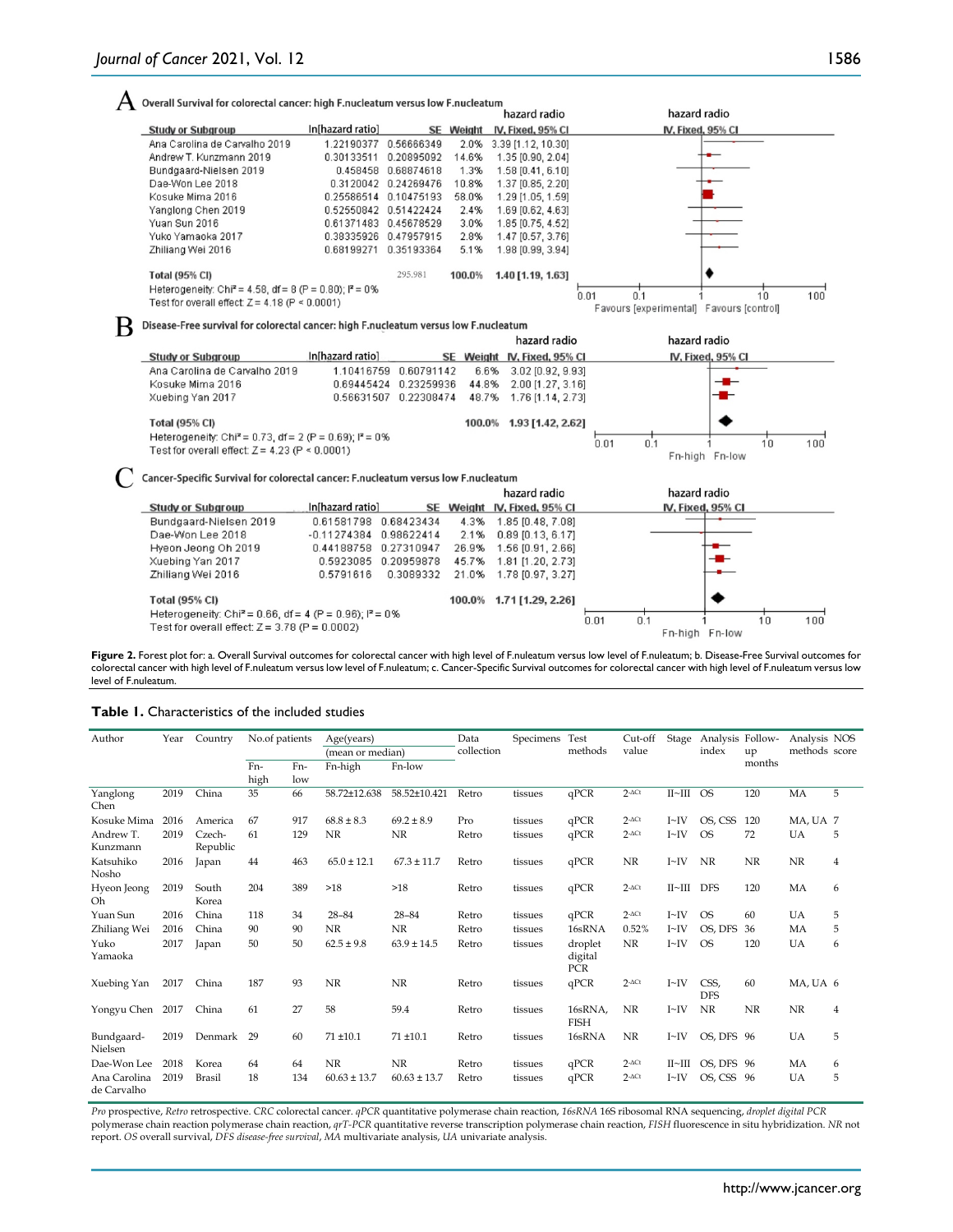## A Overall Survival for colorectal cancer: high F.nucleatum versus low F.nucleatum

| Study or Subgroup | ln[hazard ratio] | SE | Weight | hazard radio IV, Fixed, 95% CI |
|---|---|---|---|---|
| Ana Carolina de Carvalho 2019 | 1.22190377 | 0.56666349 | 2.0% | 3.39 [1.12, 10.30] |
| Andrew T. Kunzmann 2019 | 0.30133511 | 0.20895092 | 14.6% | 1.35 [0.90, 2.04] |
| Bundgaard-Nielsen 2019 | 0.458458 | 0.68874618 | 1.3% | 1.58 [0.41, 6.10] |
| Dae-Won Lee 2018 | 0.3120042 | 0.24269476 | 10.8% | 1.37 [0.85, 2.20] |
| Kosuke Mima 2016 | 0.25586514 | 0.10475193 | 58.0% | 1.29 [1.05, 1.59] |
| Yanglong Chen 2019 | 0.52550842 | 0.51422424 | 2.4% | 1.69 [0.62, 4.63] |
| Yuan Sun 2016 | 0.61371483 | 0.45678529 | 3.0% | 1.85 [0.75, 4.52] |
| Yuko Yamaoka 2017 | 0.38335926 | 0.47957915 | 2.8% | 1.47 [0.57, 3.76] |
| Zhiliang Wei 2016 | 0.68199271 | 0.35193364 | 5.1% | 1.98 [0.99, 3.94] |
| **Total (95% CI)** | | 295.981 | **100.0%** | **1.40 [1.19, 1.63]** |

Heterogeneity: Chi² = 4.58, df = 8 (P = 0.80); I² = 0%
Test for overall effect: Z = 4.18 (P < 0.0001)

Favours [experimental] Favours [control]

## B Disease-Free survival for colorectal cancer: high F.nucleatum versus low F.nucleatum

| Study or Subgroup | ln[hazard ratio] | SE | Weight | hazard radio IV, Fixed, 95% CI |
|---|---|---|---|---|
| Ana Carolina de Carvalho 2019 | 1.10416759 | 0.60791142 | 6.6% | 3.02 [0.92, 9.93] |
| Kosuke Mima 2016 | 0.69445424 | 0.23259936 | 44.8% | 2.00 [1.27, 3.16] |
| Xuebing Yan 2017 | 0.56631507 | 0.22308474 | 48.7% | 1.76 [1.14, 2.73] |
| **Total (95% CI)** | | | **100.0%** | **1.93 [1.42, 2.62]** |

Heterogeneity: Chi² = 0.73, df = 2 (P = 0.69); I² = 0%
Test for overall effect: Z = 4.23 (P < 0.0001)

Fn-high Fn-low

## C Cancer-Specific Survival for colorectal cancer: F.nucleatum versus low F.nucleatum

| Study or Subgroup | ln[hazard ratio] | SE | Weight | hazard radio IV, Fixed, 95% CI |
|---|---|---|---|---|
| Bundgaard-Nielsen 2019 | 0.61581798 | 0.68423434 | 4.3% | 1.85 [0.48, 7.08] |
| Dae-Won Lee 2018 | -0.11274384 | 0.98622414 | 2.1% | 0.89 [0.13, 6.17] |
| Hyeon Jeong Oh 2019 | 0.44188758 | 0.27310947 | 26.9% | 1.56 [0.91, 2.66] |
| Xuebing Yan 2017 | 0.5923085 | 0.20959878 | 45.7% | 1.81 [1.20, 2.73] |
| Zhiliang Wei 2016 | 0.5791616 | 0.3089332 | 21.0% | 1.78 [0.97, 3.27] |
| **Total (95% CI)** | | | **100.0%** | **1.71 [1.29, 2.26]** |

Heterogeneity: Chi² = 0.66, df = 4 (P = 0.96); I² = 0%
Test for overall effect: Z = 3.78 (P = 0.0002)

Fn-high Fn-low

**Figure 2.** Forest plot for: a. Overall Survival outcomes for colorectal cancer with high level of F.nuleatum versus low level of F.nuleatum; b. Disease-Free Survival outcomes for colorectal cancer with high level of F.nuleatum versus low level of F.nuleatum; c. Cancer-Specific Survival outcomes for colorectal cancer with high level of F.nuleatum versus low level of F.nuleatum.

**Table 1.** Characteristics of the included studies

| Author | Year | Country | No.of patients | | Age(years) (mean or median) | | Data collection | Specimens | Test methods | Cut-off value | Stage | Analysis index | Follow-up months | Analysis methods | NOS score |
|---|---|---|---|---|---|---|---|---|---|---|---|---|---|---|---|
| | | | Fn-high | Fn-low | Fn-high | Fn-low | | | | | | | | | |
| Yanglong Chen | 2019 | China | 35 | 66 | 58.72±12.638 | 58.52±10.421 | Retro | tissues | qPCR | $2^{-\Delta Ct}$ | II~III | OS | 120 | MA | 5 |
| Kosuke Mima | 2016 | America | 67 | 917 | 68.8 ± 8.3 | 69.2 ± 8.9 | Pro | tissues | qPCR | $2^{-\Delta Ct}$ | I~IV | OS, CSS | 120 | MA, UA | 7 |
| Andrew T. Kunzmann | 2019 | Czech-Republic | 61 | 129 | NR | NR | Retro | tissues | qPCR | $2^{-\Delta Ct}$ | I~IV | OS | 72 | UA | 5 |
| Katsuhiko Nosho | 2016 | Japan | 44 | 463 | 65.0 ± 12.1 | 67.3 ± 11.7 | Retro | tissues | qPCR | NR | I~IV | NR | NR | NR | 4 |
| Hyeon Jeong Oh | 2019 | South Korea | 204 | 389 | >18 | >18 | Retro | tissues | qPCR | $2^{-\Delta Ct}$ | II~III | DFS | 120 | MA | 6 |
| Yuan Sun | 2016 | China | 118 | 34 | 28–84 | 28–84 | Retro | tissues | qPCR | $2^{-\Delta Ct}$ | I~IV | OS | 60 | UA | 5 |
| Zhiliang Wei | 2016 | China | 90 | 90 | NR | NR | Retro | tissues | 16sRNA | 0.52% | I~IV | OS, DFS | 36 | MA | 5 |
| Yuko Yamaoka | 2017 | Japan | 50 | 50 | 62.5 ± 9.8 | 63.9 ± 14.5 | Retro | tissues | droplet digital PCR | NR | I~IV | OS | 120 | UA | 6 |
| Xuebing Yan | 2017 | China | 187 | 93 | NR | NR | Retro | tissues | qPCR | $2^{-\Delta Ct}$ | I~IV | CSS, DFS | 60 | MA, UA | 6 |
| Yongyu Chen | 2017 | China | 61 | 27 | 58 | 59.4 | Retro | tissues | 16sRNA, FISH | NR | I~IV | NR | NR | NR | 4 |
| Bundgaard-Nielsen | 2019 | Denmark | 29 | 60 | 71 ±10.1 | 71 ±10.1 | Retro | tissues | 16sRNA | NR | I~IV | OS, DFS | 96 | UA | 5 |
| Dae-Won Lee | 2018 | Korea | 64 | 64 | NR | NR | Retro | tissues | qPCR | $2^{-\Delta Ct}$ | II~III | OS, DFS | 96 | MA | 6 |
| Ana Carolina de Carvalho | 2019 | Brasil | 18 | 134 | 60.63 ± 13.7 | 60.63 ± 13.7 | Retro | tissues | qPCR | $2^{-\Delta Ct}$ | I~IV | OS, CSS | 96 | UA | 5 |

*Pro* prospective, *Retro* retrospective. *CRC* colorectal cancer. *qPCR* quantitative polymerase chain reaction, *16sRNA* 16S ribosomal RNA sequencing, *droplet digital PCR* polymerase chain reaction polymerase chain reaction, *qrT-PCR* quantitative reverse transcription polymerase chain reaction, *FISH* fluorescence in situ hybridization. *NR* not report. *OS* overall survival, *DFS disease-free survival*, *MA* multivariate analysis, *UA* univariate analysis.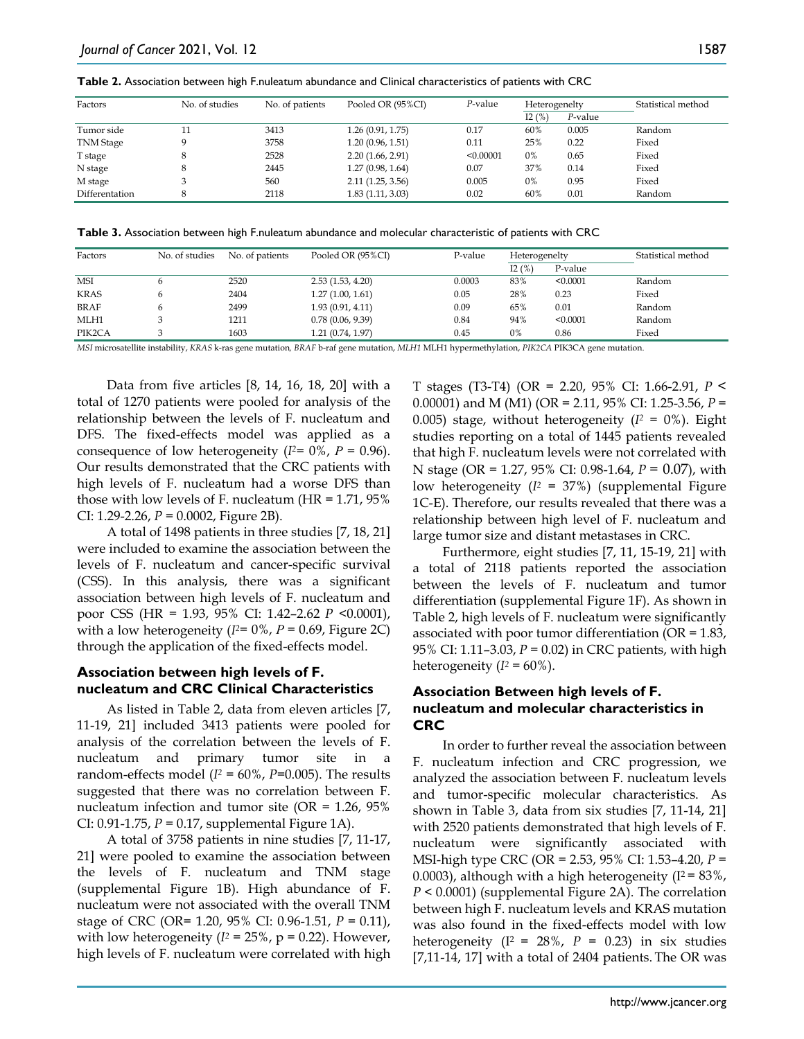**Table 2.** Association between high F.nuleatum abundance and Clinical characteristics of patients with CRC

| Factors | No. of studies | No. of patients | Pooled OR (95%CI) | *P*-value | Heterogenelty | | Statistical method |
|---|---|---|---|---|---|---|---|
| | | | | | I2 (%) | *P*-value | |
| Tumor side | 11 | 3413 | 1.26 (0.91, 1.75) | 0.17 | 60% | 0.005 | Random |
| TNM Stage | 9 | 3758 | 1.20 (0.96, 1.51) | 0.11 | 25% | 0.22 | Fixed |
| T stage | 8 | 2528 | 2.20 (1.66, 2.91) | <0.00001 | 0% | 0.65 | Fixed |
| N stage | 8 | 2445 | 1.27 (0.98, 1.64) | 0.07 | 37% | 0.14 | Fixed |
| M stage | 3 | 560 | 2.11 (1.25, 3.56) | 0.005 | 0% | 0.95 | Fixed |
| Differentation | 8 | 2118 | 1.83 (1.11, 3.03) | 0.02 | 60% | 0.01 | Random |

**Table 3.** Association between high F.nuleatum abundance and molecular characteristic of patients with CRC

| Factors | No. of studies | No. of patients | Pooled OR (95%CI) | P-value | Heterogenelty | | Statistical method |
|---|---|---|---|---|---|---|---|
| | | | | | I2 (%) | P-value | |
| MSI | 6 | 2520 | 2.53 (1.53, 4.20) | 0.0003 | 83% | <0.0001 | Random |
| KRAS | 6 | 2404 | 1.27 (1.00, 1.61) | 0.05 | 28% | 0.23 | Fixed |
| BRAF | 6 | 2499 | 1.93 (0.91, 4.11) | 0.09 | 65% | 0.01 | Random |
| MLH1 | 3 | 1211 | 0.78 (0.06, 9.39) | 0.84 | 94% | <0.0001 | Random |
| PIK2CA | 3 | 1603 | 1.21 (0.74, 1.97) | 0.45 | 0% | 0.86 | Fixed |

*MSI* microsatellite instability, *KRAS* k-ras gene mutation, *BRAF* b-raf gene mutation, *MLH1* MLH1 hypermethylation, *PIK2CA* PIK3CA gene mutation.

Data from five articles [8, 14, 16, 18, 20] with a total of 1270 patients were pooled for analysis of the relationship between the levels of F. nucleatum and DFS. The fixed-effects model was applied as a consequence of low heterogeneity ($I^2$= 0%, *P* = 0.96). Our results demonstrated that the CRC patients with high levels of F. nucleatum had a worse DFS than those with low levels of F. nucleatum (HR = 1.71, 95% CI: 1.29-2.26, *P* = 0.0002, Figure 2B).

A total of 1498 patients in three studies [7, 18, 21] were included to examine the association between the levels of F. nucleatum and cancer-specific survival (CSS). In this analysis, there was a significant association between high levels of F. nucleatum and poor CSS (HR = 1.93, 95% CI: 1.42–2.62 *P* <0.0001), with a low heterogeneity ($I^2$= 0%, *P* = 0.69, Figure 2C) through the application of the fixed-effects model.

## Association between high levels of F. nucleatum and CRC Clinical Characteristics

As listed in Table 2, data from eleven articles [7, 11-19, 21] included 3413 patients were pooled for analysis of the correlation between the levels of F. nucleatum and primary tumor site in a random-effects model ($I^2$ = 60%, *P*=0.005). The results suggested that there was no correlation between F. nucleatum infection and tumor site (OR = 1.26, 95% CI: 0.91-1.75, *P* = 0.17, supplemental Figure 1A).

A total of 3758 patients in nine studies [7, 11-17, 21] were pooled to examine the association between the levels of F. nucleatum and TNM stage (supplemental Figure 1B). High abundance of F. nucleatum were not associated with the overall TNM stage of CRC (OR= 1.20, 95% CI: 0.96-1.51, *P* = 0.11), with low heterogeneity ($I^2$ = 25%, p = 0.22). However, high levels of F. nucleatum were correlated with high T stages (T3-T4) (OR = 2.20, 95% CI: 1.66-2.91, *P* < 0.00001) and M (M1) (OR = 2.11, 95% CI: 1.25-3.56, *P* = 0.005) stage, without heterogeneity ($I^2$ = 0%). Eight studies reporting on a total of 1445 patients revealed that high F. nucleatum levels were not correlated with N stage (OR = 1.27, 95% CI: 0.98-1.64, *P* = 0.07), with low heterogeneity ($I^2$ = 37%) (supplemental Figure 1C-E). Therefore, our results revealed that there was a relationship between high level of F. nucleatum and large tumor size and distant metastases in CRC.

Furthermore, eight studies [7, 11, 15-19, 21] with a total of 2118 patients reported the association between the levels of F. nucleatum and tumor differentiation (supplemental Figure 1F). As shown in Table 2, high levels of F. nucleatum were significantly associated with poor tumor differentiation (OR = 1.83, 95% CI: 1.11–3.03, *P* = 0.02) in CRC patients, with high heterogeneity ($I^2$ = 60%).

## Association Between high levels of F. nucleatum and molecular characteristics in CRC

In order to further reveal the association between F. nucleatum infection and CRC progression, we analyzed the association between F. nucleatum levels and tumor-specific molecular characteristics. As shown in Table 3, data from six studies [7, 11-14, 21] with 2520 patients demonstrated that high levels of F. nucleatum were significantly associated with MSI-high type CRC (OR = 2.53, 95% CI: 1.53–4.20, *P* = 0.0003), although with a high heterogeneity ($I^2$ = 83%, *P* < 0.0001) (supplemental Figure 2A). The correlation between high F. nucleatum levels and KRAS mutation was also found in the fixed-effects model with low heterogeneity ($I^2$ = 28%, *P* = 0.23) in six studies [7,11-14, 17] with a total of 2404 patients. The OR was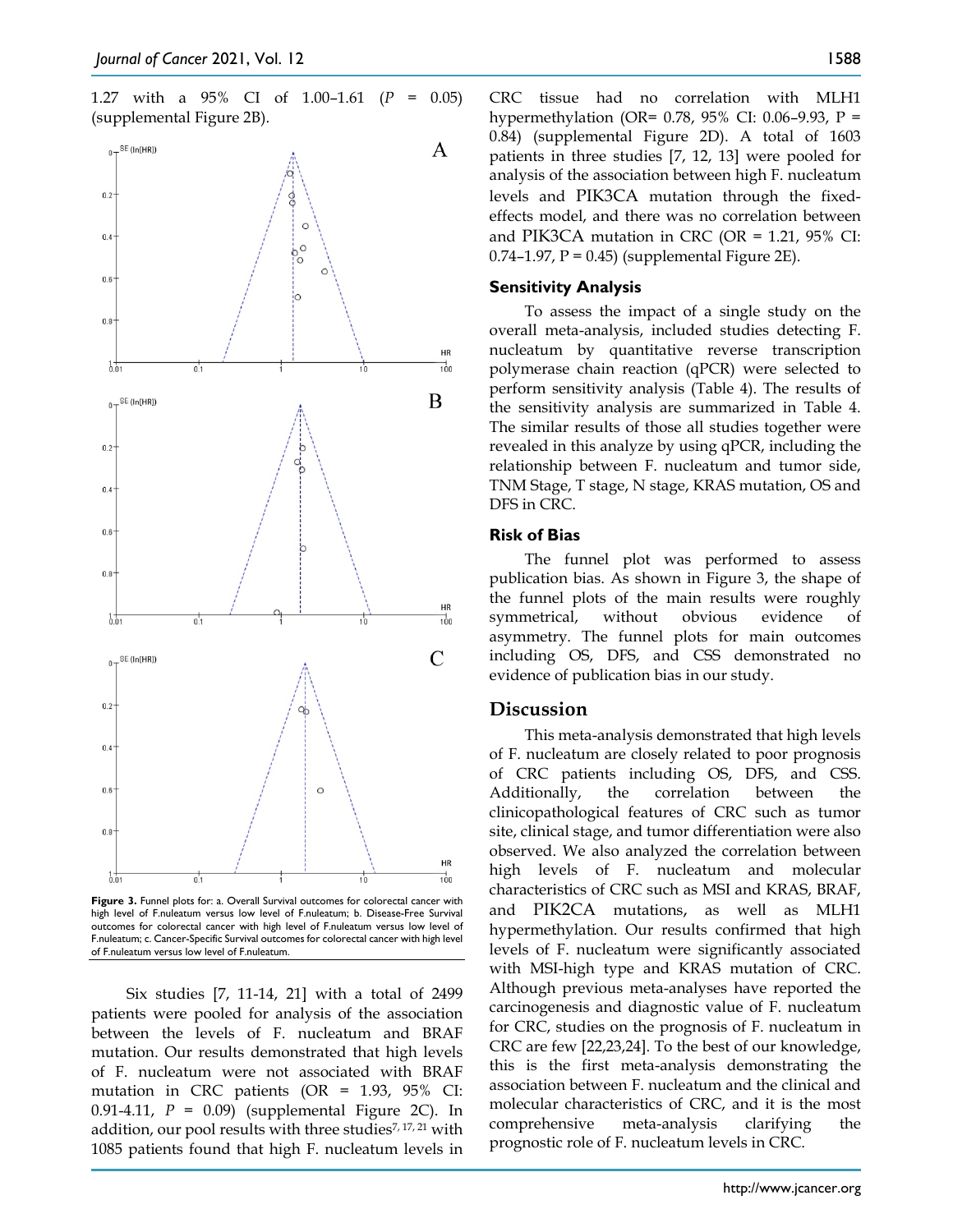1.27 with a 95% CI of 1.00–1.61 ($P$ = 0.05) (supplemental Figure 2B).

**Figure 3.** Funnel plots for: a. Overall Survival outcomes for colorectal cancer with high level of F.nuleatum versus low level of F.nuleatum; b. Disease-Free Survival outcomes for colorectal cancer with high level of F.nuleatum versus low level of F.nuleatum; c. Cancer-Specific Survival outcomes for colorectal cancer with high level of F.nuleatum versus low level of F.nuleatum.

Six studies [7, 11-14, 21] with a total of 2499 patients were pooled for analysis of the association between the levels of F. nucleatum and BRAF mutation. Our results demonstrated that high levels of F. nucleatum were not associated with BRAF mutation in CRC patients (OR = 1.93, 95% CI: 0.91-4.11, $P$ = 0.09) (supplemental Figure 2C). In addition, our pool results with three studies[7, 17, 21] with 1085 patients found that high F. nucleatum levels in CRC tissue had no correlation with MLH1 hypermethylation (OR= 0.78, 95% CI: 0.06–9.93, P = 0.84) (supplemental Figure 2D). A total of 1603 patients in three studies [7, 12, 13] were pooled for analysis of the association between high F. nucleatum levels and PIK3CA mutation through the fixed-effects model, and there was no correlation between and PIK3CA mutation in CRC (OR = 1.21, 95% CI: 0.74–1.97, P = 0.45) (supplemental Figure 2E).

### Sensitivity Analysis

To assess the impact of a single study on the overall meta-analysis, included studies detecting F. nucleatum by quantitative reverse transcription polymerase chain reaction (qPCR) were selected to perform sensitivity analysis (Table 4). The results of the sensitivity analysis are summarized in Table 4. The similar results of those all studies together were revealed in this analyze by using qPCR, including the relationship between F. nucleatum and tumor side, TNM Stage, T stage, N stage, KRAS mutation, OS and DFS in CRC.

### Risk of Bias

The funnel plot was performed to assess publication bias. As shown in Figure 3, the shape of the funnel plots of the main results were roughly symmetrical, without obvious evidence of asymmetry. The funnel plots for main outcomes including OS, DFS, and CSS demonstrated no evidence of publication bias in our study.

## Discussion

This meta-analysis demonstrated that high levels of F. nucleatum are closely related to poor prognosis of CRC patients including OS, DFS, and CSS. Additionally, the correlation between the clinicopathological features of CRC such as tumor site, clinical stage, and tumor differentiation were also observed. We also analyzed the correlation between high levels of F. nucleatum and molecular characteristics of CRC such as MSI and KRAS, BRAF, and PIK2CA mutations, as well as MLH1 hypermethylation. Our results confirmed that high levels of F. nucleatum were significantly associated with MSI-high type and KRAS mutation of CRC. Although previous meta-analyses have reported the carcinogenesis and diagnostic value of F. nucleatum for CRC, studies on the prognosis of F. nucleatum in CRC are few [22,23,24]. To the best of our knowledge, this is the first meta-analysis demonstrating the association between F. nucleatum and the clinical and molecular characteristics of CRC, and it is the most comprehensive meta-analysis clarifying the prognostic role of F. nucleatum levels in CRC.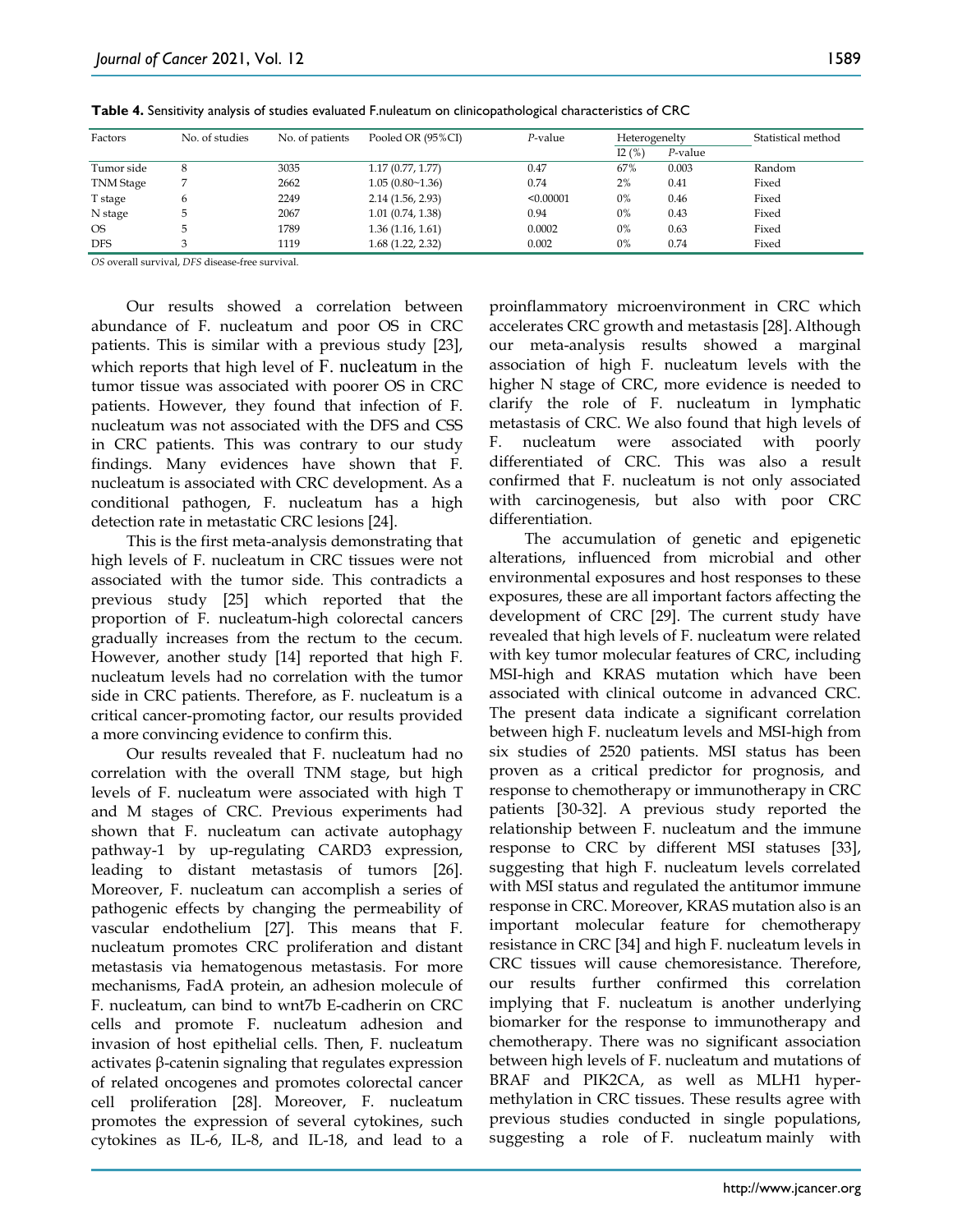**Table 4.** Sensitivity analysis of studies evaluated F.nuleatum on clinicopathological characteristics of CRC

| Factors | No. of studies | No. of patients | Pooled OR (95%CI) | *P*-value | Heterogenelty | | Statistical method |
|---|---|---|---|---|---|---|---|
| | | | | | I2 (%) | *P*-value | |
| Tumor side | 8 | 3035 | 1.17 (0.77, 1.77) | 0.47 | 67% | 0.003 | Random |
| TNM Stage | 7 | 2662 | 1.05 (0.80~1.36) | 0.74 | 2% | 0.41 | Fixed |
| T stage | 6 | 2249 | 2.14 (1.56, 2.93) | <0.00001 | 0% | 0.46 | Fixed |
| N stage | 5 | 2067 | 1.01 (0.74, 1.38) | 0.94 | 0% | 0.43 | Fixed |
| OS | 5 | 1789 | 1.36 (1.16, 1.61) | 0.0002 | 0% | 0.63 | Fixed |
| DFS | 3 | 1119 | 1.68 (1.22, 2.32) | 0.002 | 0% | 0.74 | Fixed |

*OS* overall survival, *DFS* disease-free survival.

Our results showed a correlation between abundance of F. nucleatum and poor OS in CRC patients. This is similar with a previous study [23], which reports that high level of F. nucleatum in the tumor tissue was associated with poorer OS in CRC patients. However, they found that infection of F. nucleatum was not associated with the DFS and CSS in CRC patients. This was contrary to our study findings. Many evidences have shown that F. nucleatum is associated with CRC development. As a conditional pathogen, F. nucleatum has a high detection rate in metastatic CRC lesions [24].

This is the first meta-analysis demonstrating that high levels of F. nucleatum in CRC tissues were not associated with the tumor side. This contradicts a previous study [25] which reported that the proportion of F. nucleatum-high colorectal cancers gradually increases from the rectum to the cecum. However, another study [14] reported that high F. nucleatum levels had no correlation with the tumor side in CRC patients. Therefore, as F. nucleatum is a critical cancer-promoting factor, our results provided a more convincing evidence to confirm this.

Our results revealed that F. nucleatum had no correlation with the overall TNM stage, but high levels of F. nucleatum were associated with high T and M stages of CRC. Previous experiments had shown that F. nucleatum can activate autophagy pathway-1 by up-regulating CARD3 expression, leading to distant metastasis of tumors [26]. Moreover, F. nucleatum can accomplish a series of pathogenic effects by changing the permeability of vascular endothelium [27]. This means that F. nucleatum promotes CRC proliferation and distant metastasis via hematogenous metastasis. For more mechanisms, FadA protein, an adhesion molecule of F. nucleatum, can bind to wnt7b E-cadherin on CRC cells and promote F. nucleatum adhesion and invasion of host epithelial cells. Then, F. nucleatum activates β-catenin signaling that regulates expression of related oncogenes and promotes colorectal cancer cell proliferation [28]. Moreover, F. nucleatum promotes the expression of several cytokines, such cytokines as IL-6, IL-8, and IL-18, and lead to a proinflammatory microenvironment in CRC which accelerates CRC growth and metastasis [28]. Although our meta-analysis results showed a marginal association of high F. nucleatum levels with the higher N stage of CRC, more evidence is needed to clarify the role of F. nucleatum in lymphatic metastasis of CRC. We also found that high levels of F. nucleatum were associated with poorly differentiated of CRC. This was also a result confirmed that F. nucleatum is not only associated with carcinogenesis, but also with poor CRC differentiation.

The accumulation of genetic and epigenetic alterations, influenced from microbial and other environmental exposures and host responses to these exposures, these are all important factors affecting the development of CRC [29]. The current study have revealed that high levels of F. nucleatum were related with key tumor molecular features of CRC, including MSI-high and KRAS mutation which have been associated with clinical outcome in advanced CRC. The present data indicate a significant correlation between high F. nucleatum levels and MSI-high from six studies of 2520 patients. MSI status has been proven as a critical predictor for prognosis, and response to chemotherapy or immunotherapy in CRC patients [30-32]. A previous study reported the relationship between F. nucleatum and the immune response to CRC by different MSI statuses [33], suggesting that high F. nucleatum levels correlated with MSI status and regulated the antitumor immune response in CRC. Moreover, KRAS mutation also is an important molecular feature for chemotherapy resistance in CRC [34] and high F. nucleatum levels in CRC tissues will cause chemoresistance. Therefore, our results further confirmed this correlation implying that F. nucleatum is another underlying biomarker for the response to immunotherapy and chemotherapy. There was no significant association between high levels of F. nucleatum and mutations of BRAF and PIK2CA, as well as MLH1 hyper-methylation in CRC tissues. These results agree with previous studies conducted in single populations, suggesting a role of F. nucleatum mainly with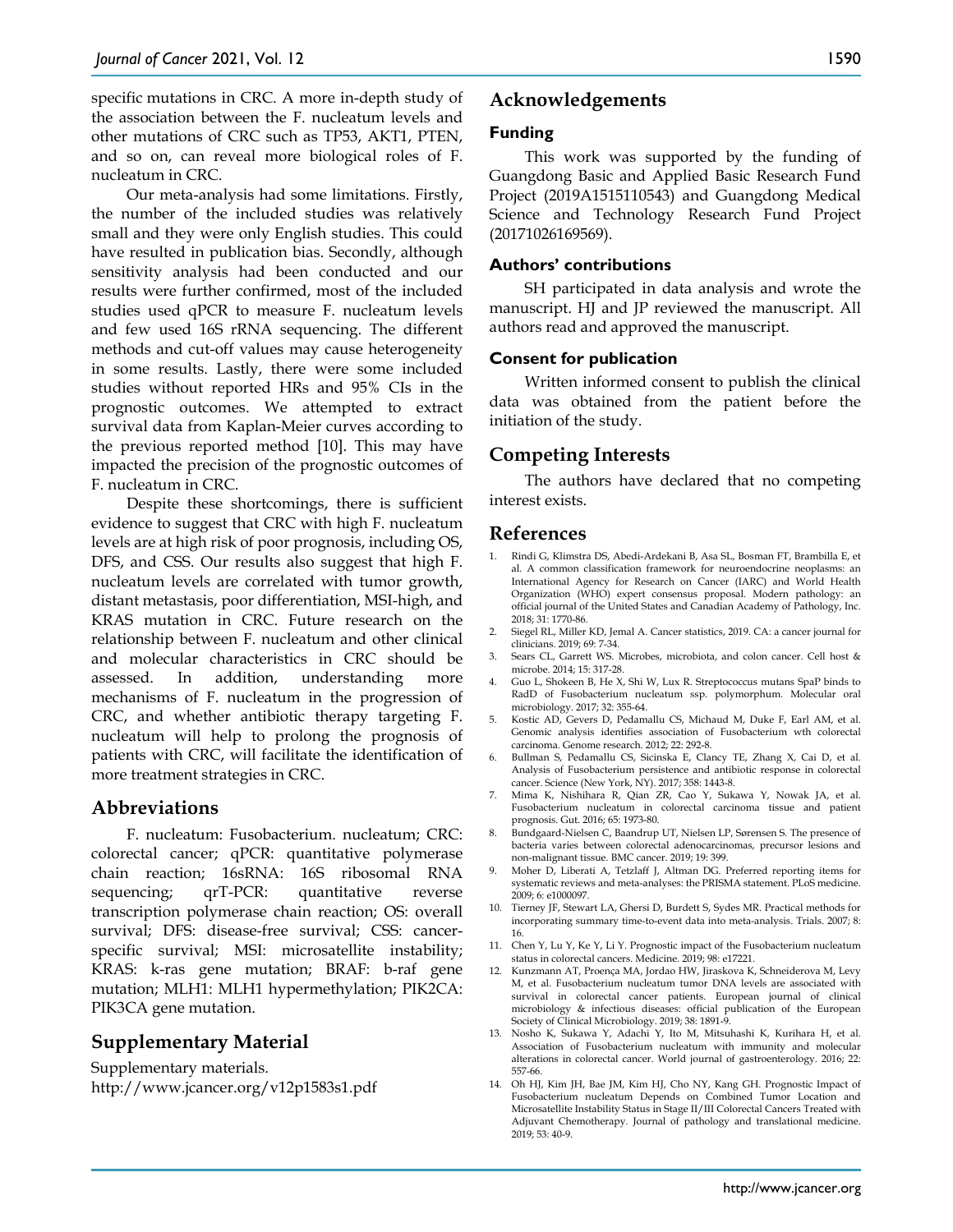specific mutations in CRC. A more in-depth study of the association between the F. nucleatum levels and other mutations of CRC such as TP53, AKT1, PTEN, and so on, can reveal more biological roles of F. nucleatum in CRC.

Our meta-analysis had some limitations. Firstly, the number of the included studies was relatively small and they were only English studies. This could have resulted in publication bias. Secondly, although sensitivity analysis had been conducted and our results were further confirmed, most of the included studies used qPCR to measure F. nucleatum levels and few used 16S rRNA sequencing. The different methods and cut-off values may cause heterogeneity in some results. Lastly, there were some included studies without reported HRs and 95% CIs in the prognostic outcomes. We attempted to extract survival data from Kaplan-Meier curves according to the previous reported method [10]. This may have impacted the precision of the prognostic outcomes of F. nucleatum in CRC.

Despite these shortcomings, there is sufficient evidence to suggest that CRC with high F. nucleatum levels are at high risk of poor prognosis, including OS, DFS, and CSS. Our results also suggest that high F. nucleatum levels are correlated with tumor growth, distant metastasis, poor differentiation, MSI-high, and KRAS mutation in CRC. Future research on the relationship between F. nucleatum and other clinical and molecular characteristics in CRC should be assessed. In addition, understanding more mechanisms of F. nucleatum in the progression of CRC, and whether antibiotic therapy targeting F. nucleatum will help to prolong the prognosis of patients with CRC, will facilitate the identification of more treatment strategies in CRC.

## Abbreviations

F. nucleatum: Fusobacterium. nucleatum; CRC: colorectal cancer; qPCR: quantitative polymerase chain reaction; 16sRNA: 16S ribosomal RNA sequencing; qrT-PCR: quantitative reverse transcription polymerase chain reaction; OS: overall survival; DFS: disease-free survival; CSS: cancer-specific survival; MSI: microsatellite instability; KRAS: k-ras gene mutation; BRAF: b-raf gene mutation; MLH1: MLH1 hypermethylation; PIK2CA: PIK3CA gene mutation.

## Supplementary Material

Supplementary materials.
http://www.jcancer.org/v12p1583s1.pdf

## Acknowledgements

### Funding

This work was supported by the funding of Guangdong Basic and Applied Basic Research Fund Project (2019A1515110543) and Guangdong Medical Science and Technology Research Fund Project (20171026169569).

### Authors' contributions

SH participated in data analysis and wrote the manuscript. HJ and JP reviewed the manuscript. All authors read and approved the manuscript.

### Consent for publication

Written informed consent to publish the clinical data was obtained from the patient before the initiation of the study.

## Competing Interests

The authors have declared that no competing interest exists.

## References

1. Rindi G, Klimstra DS, Abedi-Ardekani B, Asa SL, Bosman FT, Brambilla E, et al. A common classification framework for neuroendocrine neoplasms: an International Agency for Research on Cancer (IARC) and World Health Organization (WHO) expert consensus proposal. Modern pathology: an official journal of the United States and Canadian Academy of Pathology, Inc. 2018; 31: 1770-86.
2. Siegel RL, Miller KD, Jemal A. Cancer statistics, 2019. CA: a cancer journal for clinicians. 2019; 69: 7-34.
3. Sears CL, Garrett WS. Microbes, microbiota, and colon cancer. Cell host & microbe. 2014; 15: 317-28.
4. Guo L, Shokeen B, He X, Shi W, Lux R. Streptococcus mutans SpaP binds to RadD of Fusobacterium nucleatum ssp. polymorphum. Molecular oral microbiology. 2017; 32: 355-64.
5. Kostic AD, Gevers D, Pedamallu CS, Michaud M, Duke F, Earl AM, et al. Genomic analysis identifies association of Fusobacterium wth colorectal carcinoma. Genome research. 2012; 22: 292-8.
6. Bullman S, Pedamallu CS, Sicinska E, Clancy TE, Zhang X, Cai D, et al. Analysis of Fusobacterium persistence and antibiotic response in colorectal cancer. Science (New York, NY). 2017; 358: 1443-8.
7. Mima K, Nishihara R, Qian ZR, Cao Y, Sukawa Y, Nowak JA, et al. Fusobacterium nucleatum in colorectal carcinoma tissue and patient prognosis. Gut. 2016; 65: 1973-80.
8. Bundgaard-Nielsen C, Baandrup UT, Nielsen LP, Sørensen S. The presence of bacteria varies between colorectal adenocarcinomas, precursor lesions and non-malignant tissue. BMC cancer. 2019; 19: 399.
9. Moher D, Liberati A, Tetzlaff J, Altman DG. Preferred reporting items for systematic reviews and meta-analyses: the PRISMA statement. PLoS medicine. 2009; 6: e1000097.
10. Tierney JF, Stewart LA, Ghersi D, Burdett S, Sydes MR. Practical methods for incorporating summary time-to-event data into meta-analysis. Trials. 2007; 8: 16.
11. Chen Y, Lu Y, Ke Y, Li Y. Prognostic impact of the Fusobacterium nucleatum status in colorectal cancers. Medicine. 2019; 98: e17221.
12. Kunzmann AT, Proença MA, Jordao HW, Jiraskova K, Schneiderova M, Levy M, et al. Fusobacterium nucleatum tumor DNA levels are associated with survival in colorectal cancer patients. European journal of clinical microbiology & infectious diseases: official publication of the European Society of Clinical Microbiology. 2019; 38: 1891-9.
13. Nosho K, Sukawa Y, Adachi Y, Ito M, Mitsuhashi K, Kurihara H, et al. Association of Fusobacterium nucleatum with immunity and molecular alterations in colorectal cancer. World journal of gastroenterology. 2016; 22: 557-66.
14. Oh HJ, Kim JH, Bae JM, Kim HJ, Cho NY, Kang GH. Prognostic Impact of Fusobacterium nucleatum Depends on Combined Tumor Location and Microsatellite Instability Status in Stage II/III Colorectal Cancers Treated with Adjuvant Chemotherapy. Journal of pathology and translational medicine. 2019; 53: 40-9.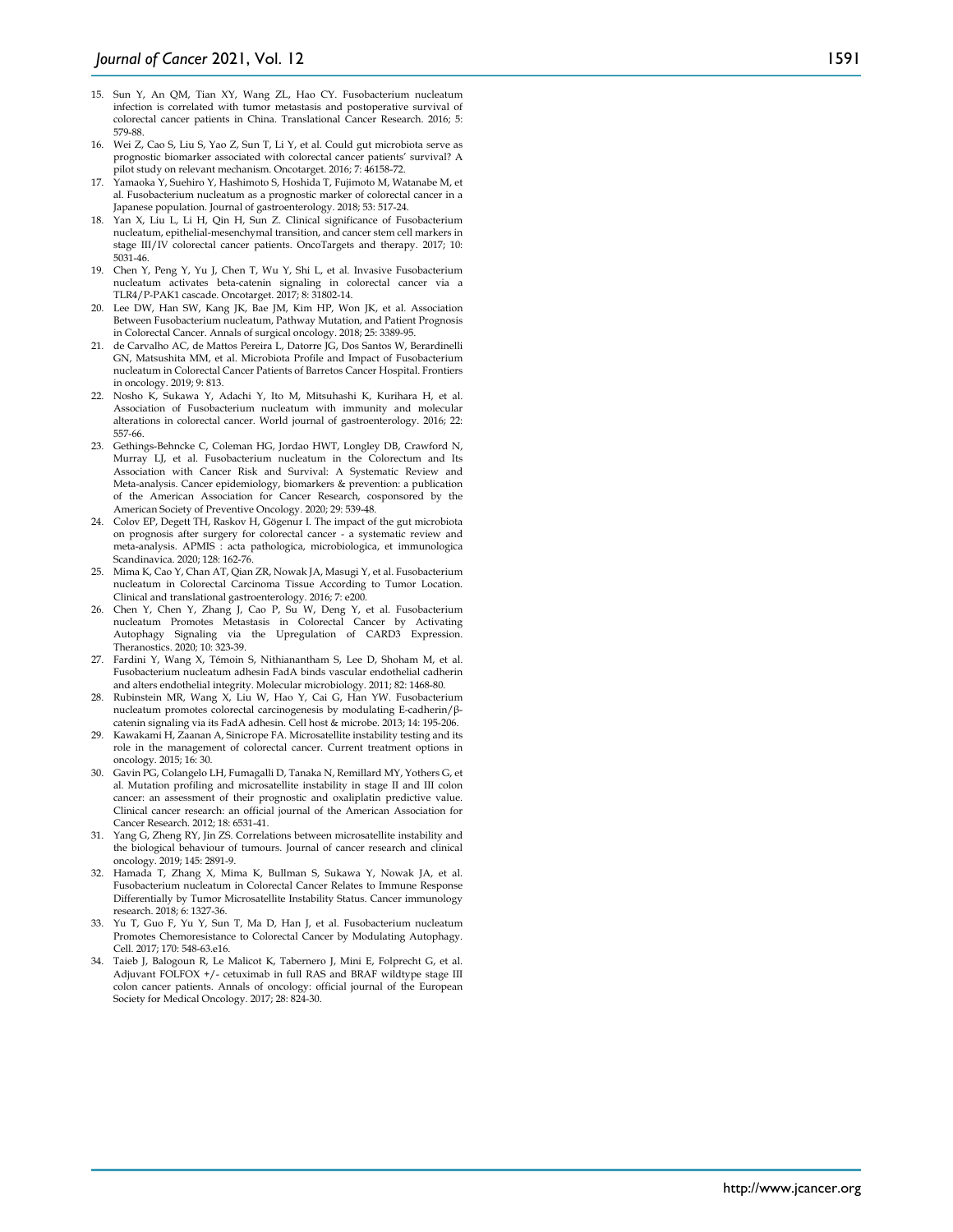15. Sun Y, An QM, Tian XY, Wang ZL, Hao CY. Fusobacterium nucleatum infection is correlated with tumor metastasis and postoperative survival of colorectal cancer patients in China. Translational Cancer Research. 2016; 5: 579-88.
16. Wei Z, Cao S, Liu S, Yao Z, Sun T, Li Y, et al. Could gut microbiota serve as prognostic biomarker associated with colorectal cancer patients' survival? A pilot study on relevant mechanism. Oncotarget. 2016; 7: 46158-72.
17. Yamaoka Y, Suehiro Y, Hashimoto S, Hoshida T, Fujimoto M, Watanabe M, et al. Fusobacterium nucleatum as a prognostic marker of colorectal cancer in a Japanese population. Journal of gastroenterology. 2018; 53: 517-24.
18. Yan X, Liu L, Li H, Qin H, Sun Z. Clinical significance of Fusobacterium nucleatum, epithelial-mesenchymal transition, and cancer stem cell markers in stage III/IV colorectal cancer patients. OncoTargets and therapy. 2017; 10: 5031-46.
19. Chen Y, Peng Y, Yu J, Chen T, Wu Y, Shi L, et al. Invasive Fusobacterium nucleatum activates beta-catenin signaling in colorectal cancer via a TLR4/P-PAK1 cascade. Oncotarget. 2017; 8: 31802-14.
20. Lee DW, Han SW, Kang JK, Bae JM, Kim HP, Won JK, et al. Association Between Fusobacterium nucleatum, Pathway Mutation, and Patient Prognosis in Colorectal Cancer. Annals of surgical oncology. 2018; 25: 3389-95.
21. de Carvalho AC, de Mattos Pereira L, Datorre JG, Dos Santos W, Berardinelli GN, Matsushita MM, et al. Microbiota Profile and Impact of Fusobacterium nucleatum in Colorectal Cancer Patients of Barretos Cancer Hospital. Frontiers in oncology. 2019; 9: 813.
22. Nosho K, Sukawa Y, Adachi Y, Ito M, Mitsuhashi K, Kurihara H, et al. Association of Fusobacterium nucleatum with immunity and molecular alterations in colorectal cancer. World journal of gastroenterology. 2016; 22: 557-66.
23. Gethings-Behncke C, Coleman HG, Jordao HWT, Longley DB, Crawford N, Murray LJ, et al. Fusobacterium nucleatum in the Colorectum and Its Association with Cancer Risk and Survival: A Systematic Review and Meta-analysis. Cancer epidemiology, biomarkers & prevention: a publication of the American Association for Cancer Research, cosponsored by the American Society of Preventive Oncology. 2020; 29: 539-48.
24. Colov EP, Degett TH, Raskov H, Gögenur I. The impact of the gut microbiota on prognosis after surgery for colorectal cancer - a systematic review and meta-analysis. APMIS : acta pathologica, microbiologica, et immunologica Scandinavica. 2020; 128: 162-76.
25. Mima K, Cao Y, Chan AT, Qian ZR, Nowak JA, Masugi Y, et al. Fusobacterium nucleatum in Colorectal Carcinoma Tissue According to Tumor Location. Clinical and translational gastroenterology. 2016; 7: e200.
26. Chen Y, Chen Y, Zhang J, Cao P, Su W, Deng Y, et al. Fusobacterium nucleatum Promotes Metastasis in Colorectal Cancer by Activating Autophagy Signaling via the Upregulation of CARD3 Expression. Theranostics. 2020; 10: 323-39.
27. Fardini Y, Wang X, Témoin S, Nithianantham S, Lee D, Shoham M, et al. Fusobacterium nucleatum adhesin FadA binds vascular endothelial cadherin and alters endothelial integrity. Molecular microbiology. 2011; 82: 1468-80.
28. Rubinstein MR, Wang X, Liu W, Hao Y, Cai G, Han YW. Fusobacterium nucleatum promotes colorectal carcinogenesis by modulating E-cadherin/β-catenin signaling via its FadA adhesin. Cell host & microbe. 2013; 14: 195-206.
29. Kawakami H, Zaanan A, Sinicrope FA. Microsatellite instability testing and its role in the management of colorectal cancer. Current treatment options in oncology. 2015; 16: 30.
30. Gavin PG, Colangelo LH, Fumagalli D, Tanaka N, Remillard MY, Yothers G, et al. Mutation profiling and microsatellite instability in stage II and III colon cancer: an assessment of their prognostic and oxaliplatin predictive value. Clinical cancer research: an official journal of the American Association for Cancer Research. 2012; 18: 6531-41.
31. Yang G, Zheng RY, Jin ZS. Correlations between microsatellite instability and the biological behaviour of tumours. Journal of cancer research and clinical oncology. 2019; 145: 2891-9.
32. Hamada T, Zhang X, Mima K, Bullman S, Sukawa Y, Nowak JA, et al. Fusobacterium nucleatum in Colorectal Cancer Relates to Immune Response Differentially by Tumor Microsatellite Instability Status. Cancer immunology research. 2018; 6: 1327-36.
33. Yu T, Guo F, Yu Y, Sun T, Ma D, Han J, et al. Fusobacterium nucleatum Promotes Chemoresistance to Colorectal Cancer by Modulating Autophagy. Cell. 2017; 170: 548-63.e16.
34. Taieb J, Balogoun R, Le Malicot K, Tabernero J, Mini E, Folprecht G, et al. Adjuvant FOLFOX +/- cetuximab in full RAS and BRAF wildtype stage III colon cancer patients. Annals of oncology: official journal of the European Society for Medical Oncology. 2017; 28: 824-30.